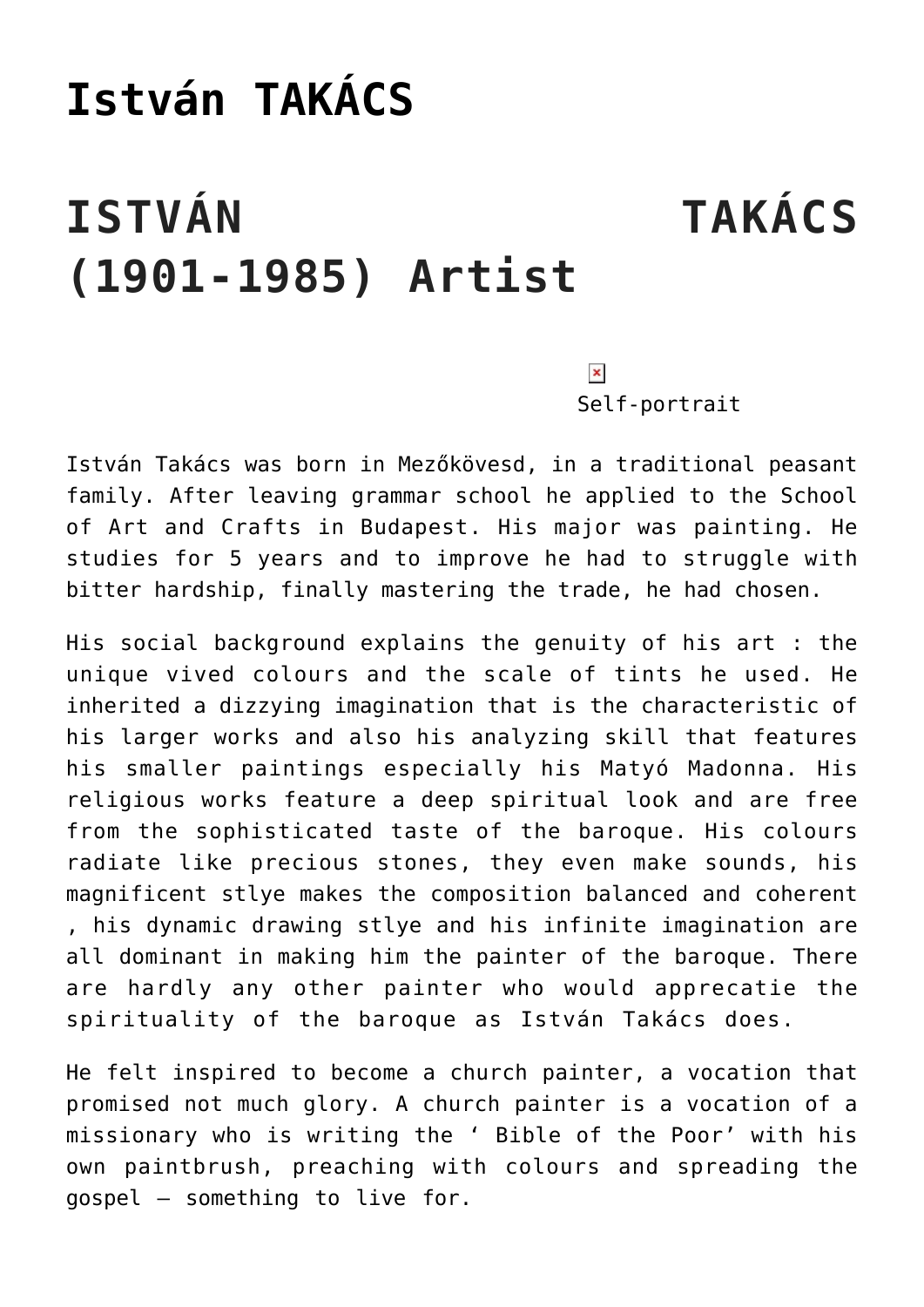# István TAKÁCS

# ISTVÁN TAKÁCS (1901-1985) Artist

Self-portrait

István Takács was born in Mezőkövesd, in a traditional peasant family. After leaving grammar school he applied to the School of Art and Crafts in Budapest. His major was painting. He studies for 5 years and to improve he had to struggle with bitter hardship, finally mastering the trade, he had chosen.

His social background explains the genuity of his art : the unique vived colours and the scale of tints he used. He inherited a dizzying imagination that is the characteristic of his larger works and also his analyzing skill that features his smaller paintings especially his Matyó Madonna. His religious works feature a deep spiritual look and are free from the sophisticated taste of the baroque. His colours radiate like precious stones, they even make sounds, his magnificent stlye makes the composition balanced and coherent , his dynamic drawing stlye and his infinite imagination are all dominant in making him the painter of the baroque. There are hardly any other painter who would apprecatie the spirituality of the baroque as István Takács does.

He felt inspired to become a church painter, a vocation that promised not much glory. A church painter is a vocation of a missionary who is writing the ' Bible of the Poor' with his own paintbrush, preaching with colours and spreading the gospel – something to live for.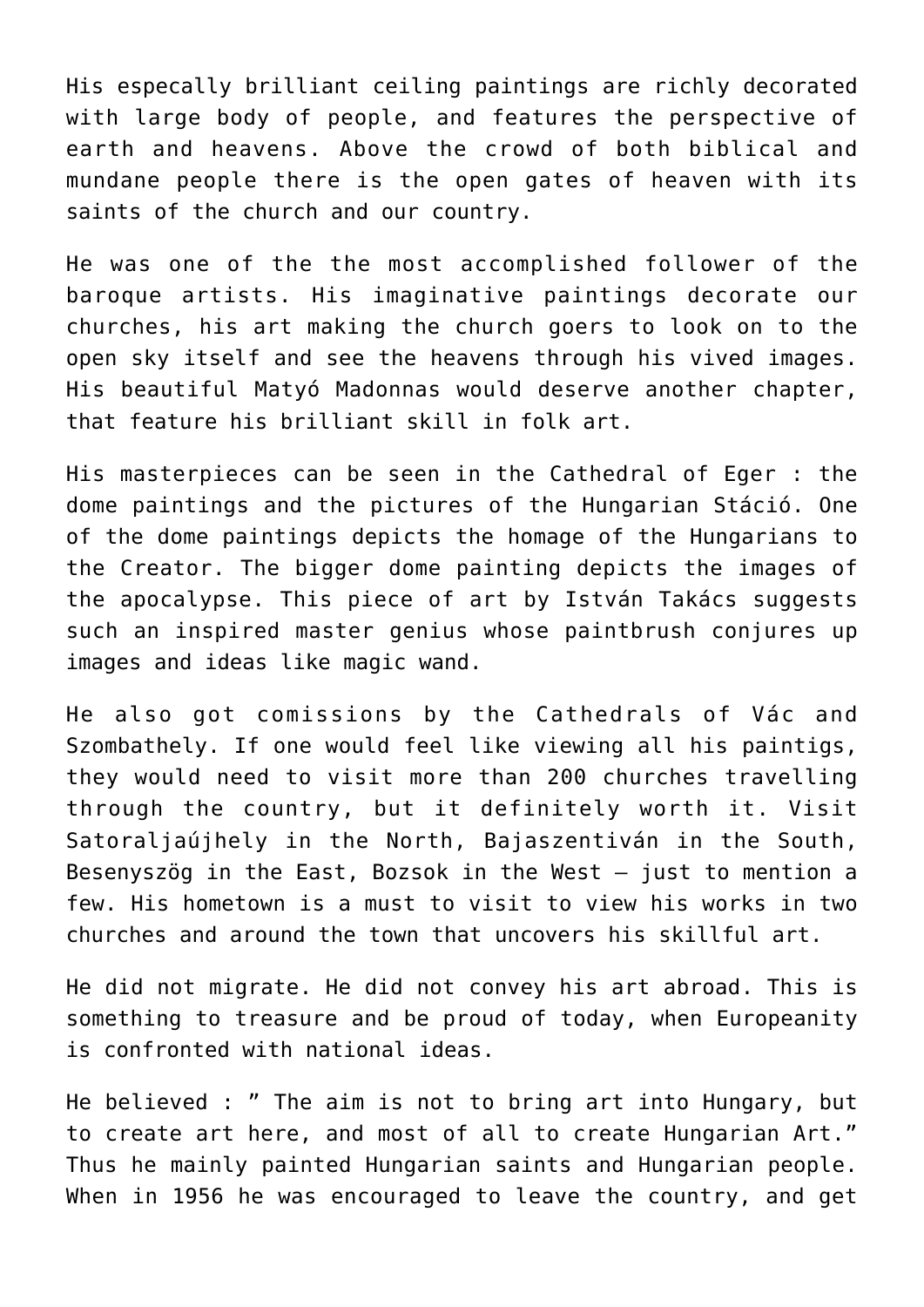His especally brilliant ceiling paintings are richly decorated with large body of people, and features the perspective of earth and heavens. Above the crowd of both biblical and mundane people there is the open gates of heaven with its saints of the church and our country.

He was one of the the most accomplished follower of the baroque artists. His imaginative paintings decorate our churches, his art making the church goers to look on to the open sky itself and see the heavens through his vived images. His beautiful Matyó Madonnas would deserve another chapter, that feature his brilliant skill in folk art.

His masterpieces can be seen in the Cathedral of Eger : the dome paintings and the pictures of the Hungarian Stáció. One of the dome paintings depicts the homage of the Hungarians to the Creator. The bigger dome painting depicts the images of the apocalypse. This piece of art by István Takács suggests such an inspired master genius whose paintbrush conjures up images and ideas like magic wand.

He also got comissions by the Cathedrals of Vác and Szombathely. If one would feel like viewing all his paintigs, they would need to visit more than 200 churches travelling through the country, but it definitely worth it. Visit Satoraljaújhely in the North, Bajaszentiván in the South, Besenyszög in the East, Bozsok in the West – just to mention a few. His hometown is a must to visit to view his works in two churches and around the town that uncovers his skillful art.

He did not migrate. He did not convey his art abroad. This is something to treasure and be proud of today, when Europeanity is confronted with national ideas.

He believed : " The aim is not to bring art into Hungary, but to create art here, and most of all to create Hungarian Art." Thus he mainly painted Hungarian saints and Hungarian people. When in 1956 he was encouraged to leave the country, and get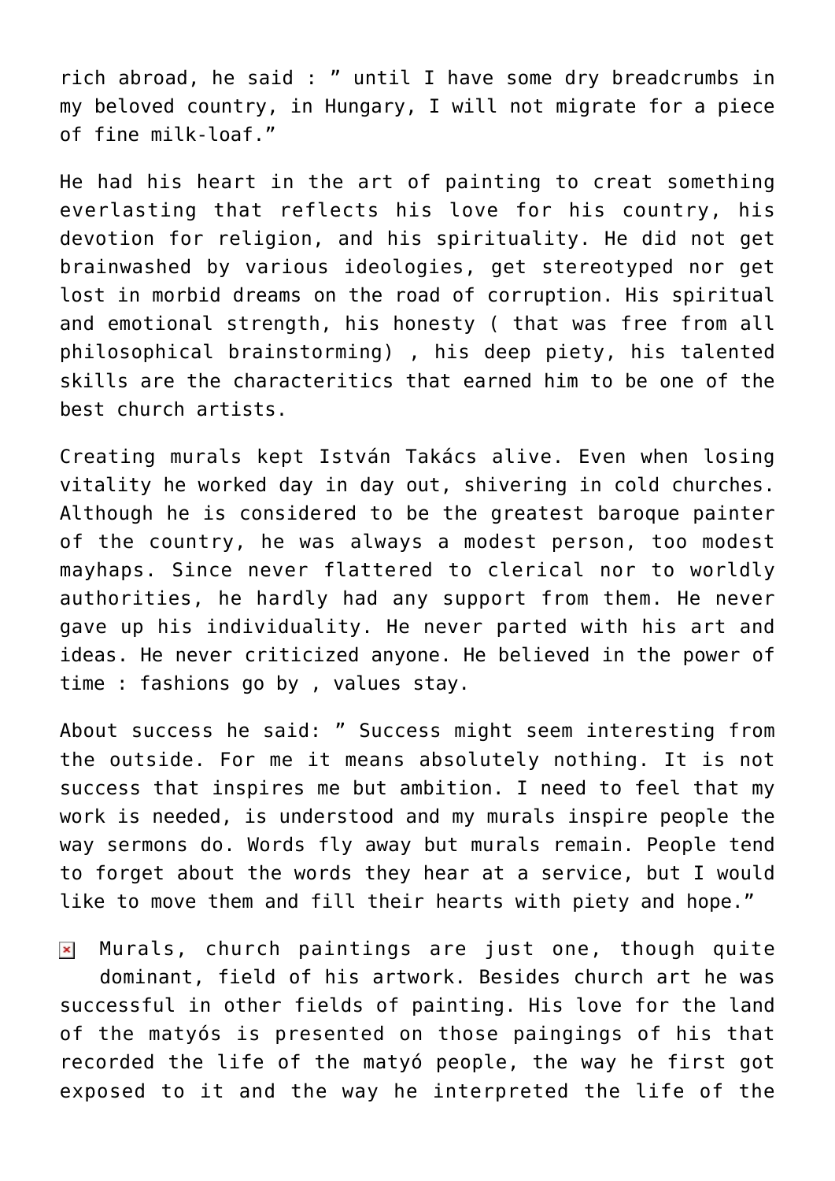rich abroad, he said : ” until I have some dry breadcrumbs in my beloved country, in Hungary, I will not migrate for a piece of fine milk-loaf.”

He had his heart in the art of painting to creat something everlasting that reflects his love for his country, his devotion for religion, and his spirituality. He did not get brainwashed by various ideologies, get stereotyped nor get lost in morbid dreams on the road of corruption. His spiritual and emotional strength, his honesty ( that was free from all philosophical brainstorming) , his deep piety, his talented skills are the characteritics that earned him to be one of the best church artists.

Creating murals kept István Takács alive. Even when losing vitality he worked day in day out, shivering in cold churches. Although he is considered to be the greatest baroque painter of the country, he was always a modest person, too modest mayhaps. Since never flattered to clerical nor to worldly authorities, he hardly had any support from them. He never gave up his individuality. He never parted with his art and ideas. He never criticized anyone. He believed in the power of time : fashions go by , values stay.

About success he said: ” Success might seem interesting from the outside. For me it means absolutely nothing. It is not success that inspires me but ambition. I need to feel that my work is needed, is understood and my murals inspire people the way sermons do. Words fly away but murals remain. People tend to forget about the words they hear at a service, but I would like to move them and fill their hearts with piety and hope.”

Murals, church paintings are just one, though quite dominant, field of his artwork. Besides church art he was successful in other fields of painting. His love for the land of the matyós is presented on those paingings of his that recorded the life of the matyó people, the way he first got exposed to it and the way he interpreted the life of the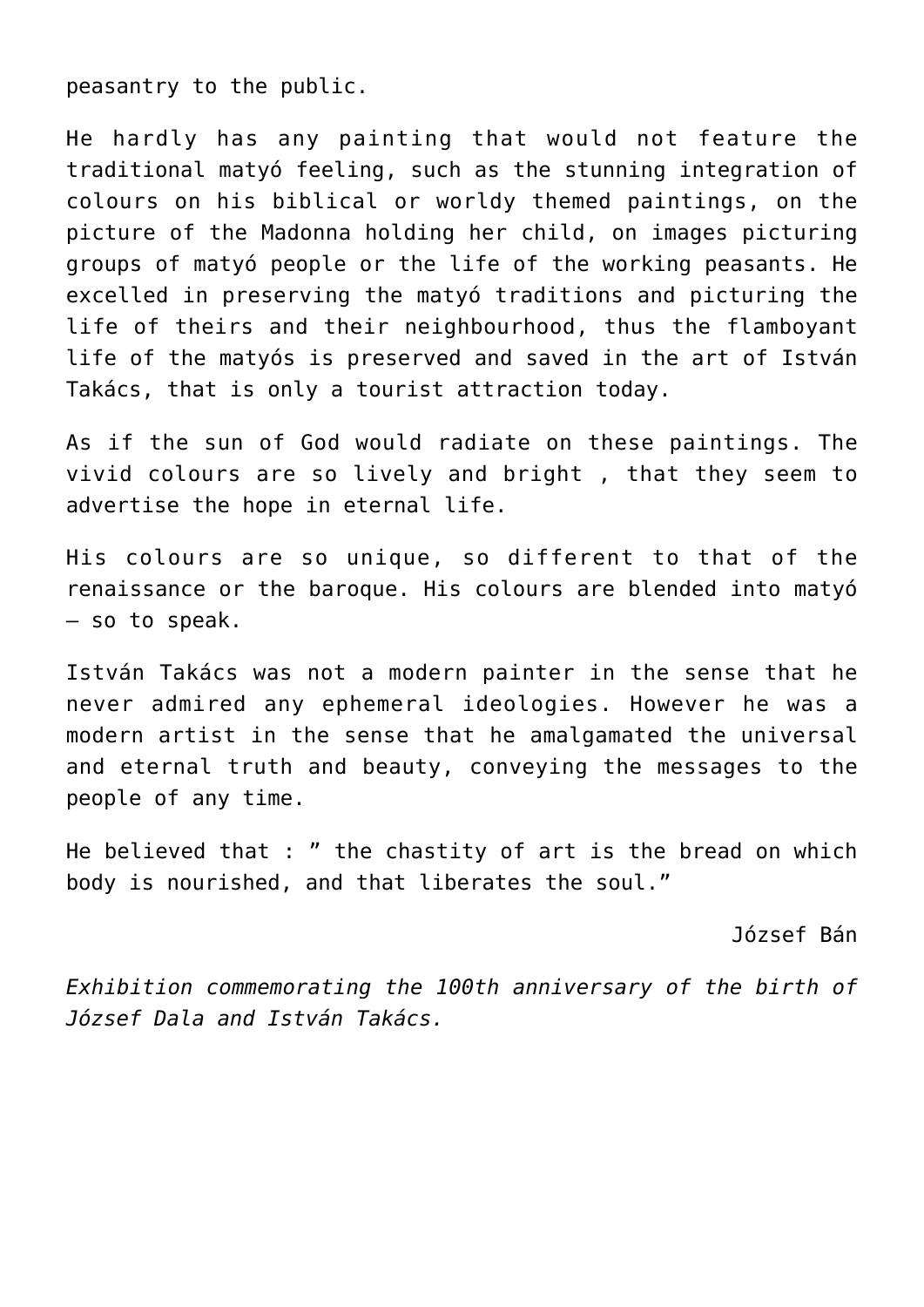peasantry to the public.

He hardly has any painting that would not feature the traditional matyó feeling, such as the stunning integration of colours on his biblical or worldy themed paintings, on the picture of the Madonna holding her child, on images picturing groups of matyó people or the life of the working peasants. He excelled in preserving the matyó traditions and picturing the life of theirs and their neighbourhood, thus the flamboyant life of the matyós is preserved and saved in the art of István Takács, that is only a tourist attraction today.

As if the sun of God would radiate on these paintings. The vivid colours are so lively and bright , that they seem to advertise the hope in eternal life.

His colours are so unique, so different to that of the renaissance or the baroque. His colours are blended into matyó – so to speak.

István Takács was not a modern painter in the sense that he never admired any ephemeral ideologies. However he was a modern artist in the sense that he amalgamated the universal and eternal truth and beauty, conveying the messages to the people of any time.

He believed that : " the chastity of art is the bread on which body is nourished, and that liberates the soul."

József Bán

*Exhibition commemorating the 100th anniversary of the birth of József Dala and István Takács.*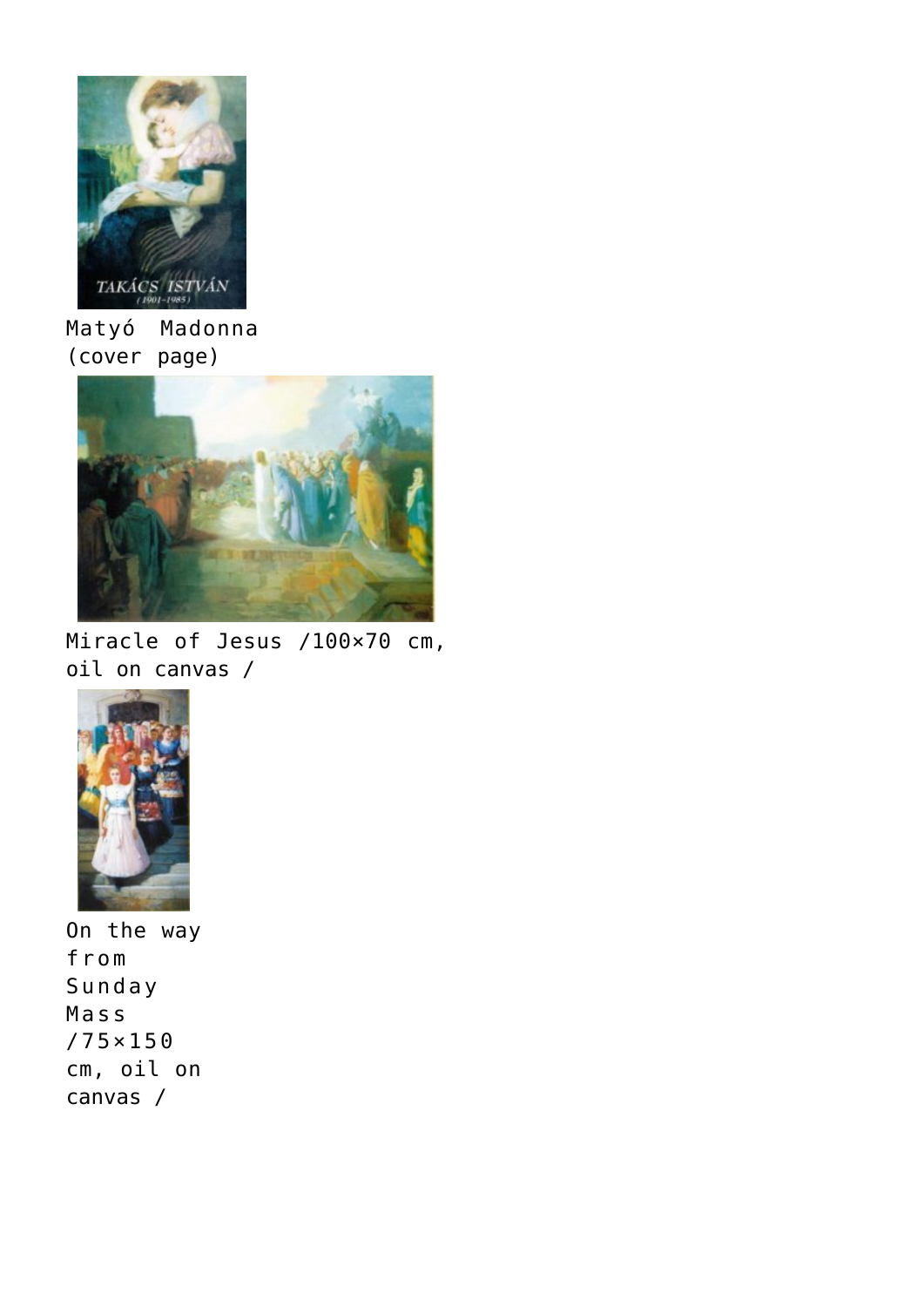Matyó Madonna (cover page)

Miracle of Jesus /100×70 cm, oil on canvas /

On the way from Sunday Mass /75×150 cm, oil on canvas /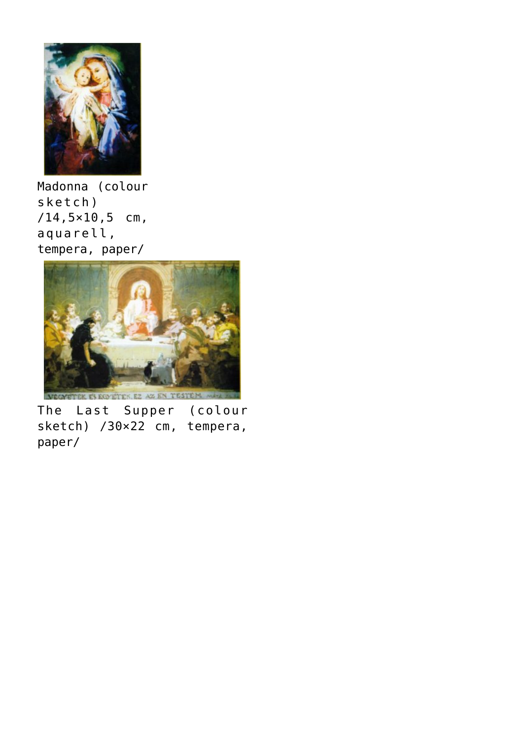Madonna (colour sketch) /14,5×10,5 cm, aquarell, tempera, paper/

The Last Supper (colour sketch) /30×22 cm, tempera, paper/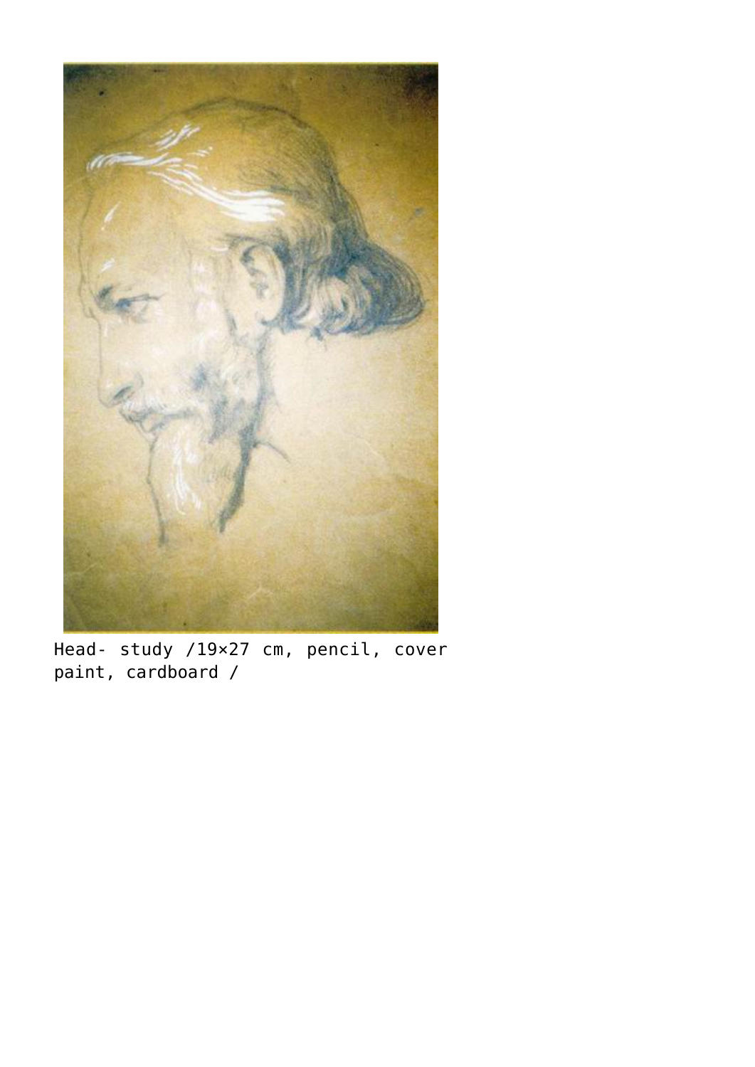Head- study /19×27 cm, pencil, cover paint, cardboard /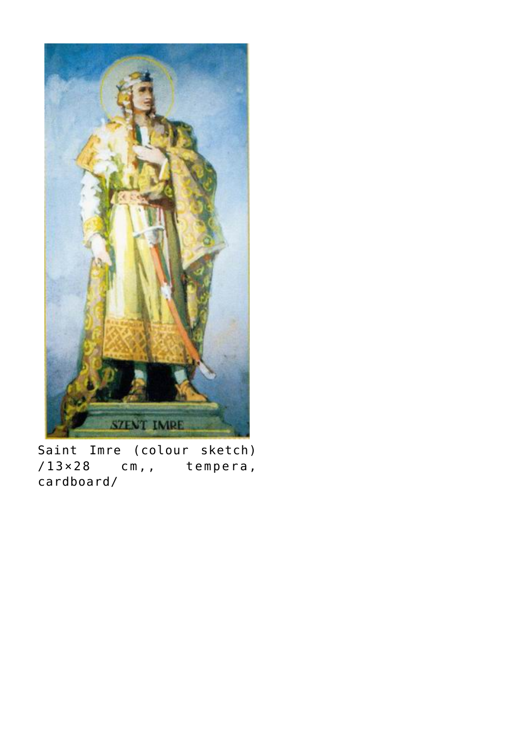Saint Imre (colour sketch) /13×28 cm,, tempera, cardboard/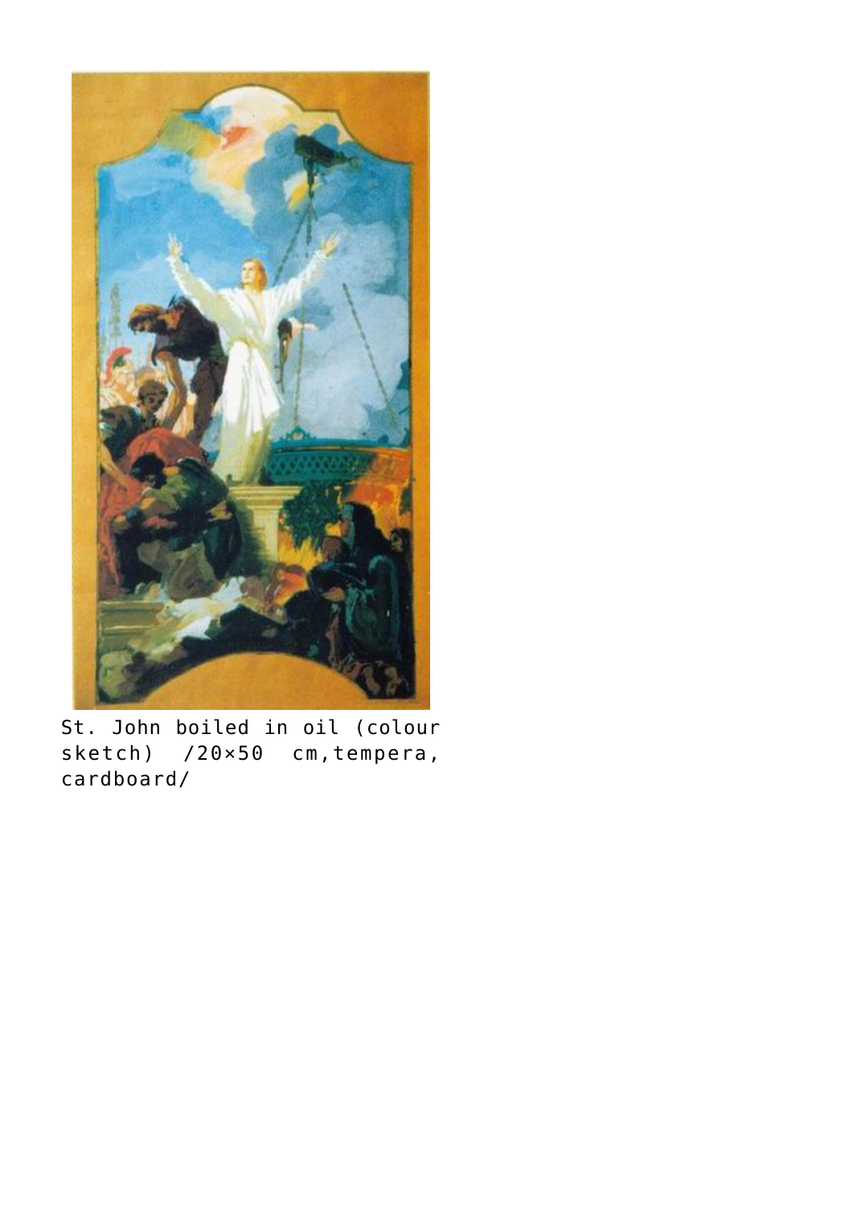St. John boiled in oil (colour sketch) /20×50 cm,tempera, cardboard/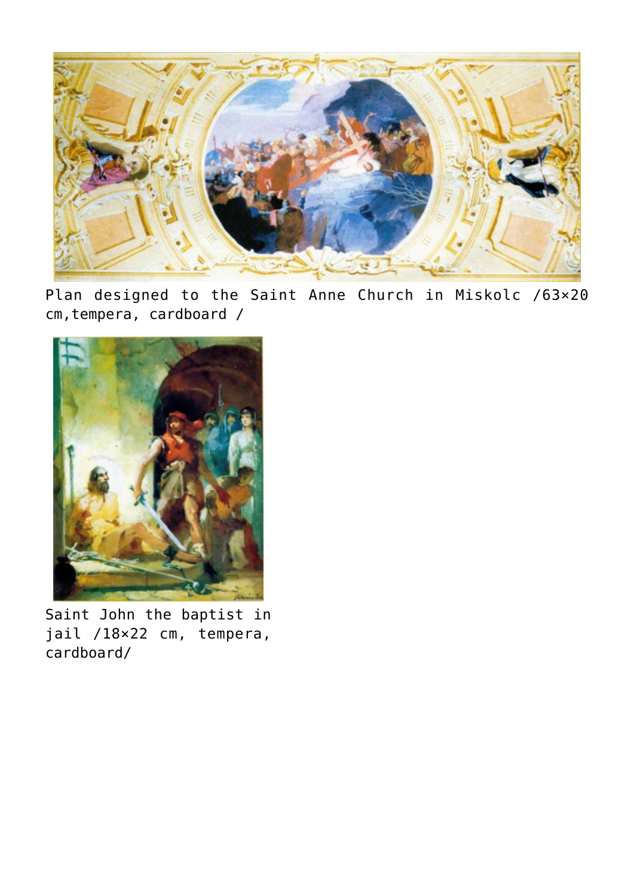Plan designed to the Saint Anne Church in Miskolc /63×20 cm,tempera, cardboard /

Saint John the baptist in jail /18×22 cm, tempera, cardboard/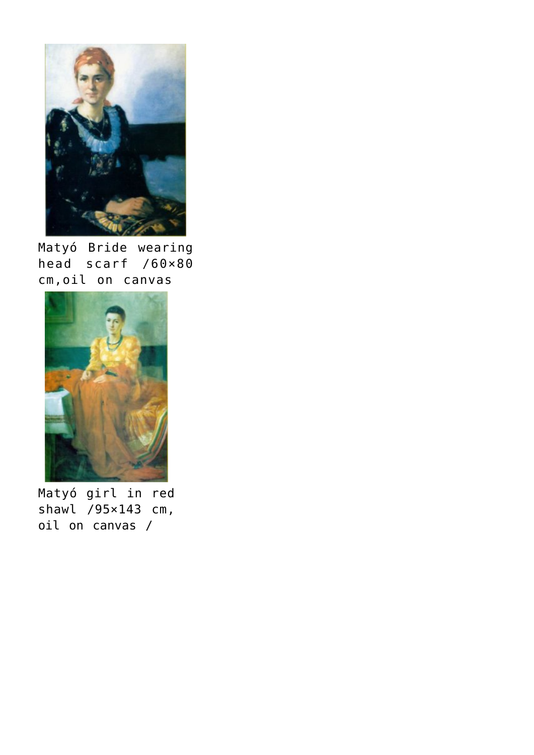Matyó Bride wearing head scarf /60×80 cm,oil on canvas

Matyó girl in red shawl /95×143 cm, oil on canvas /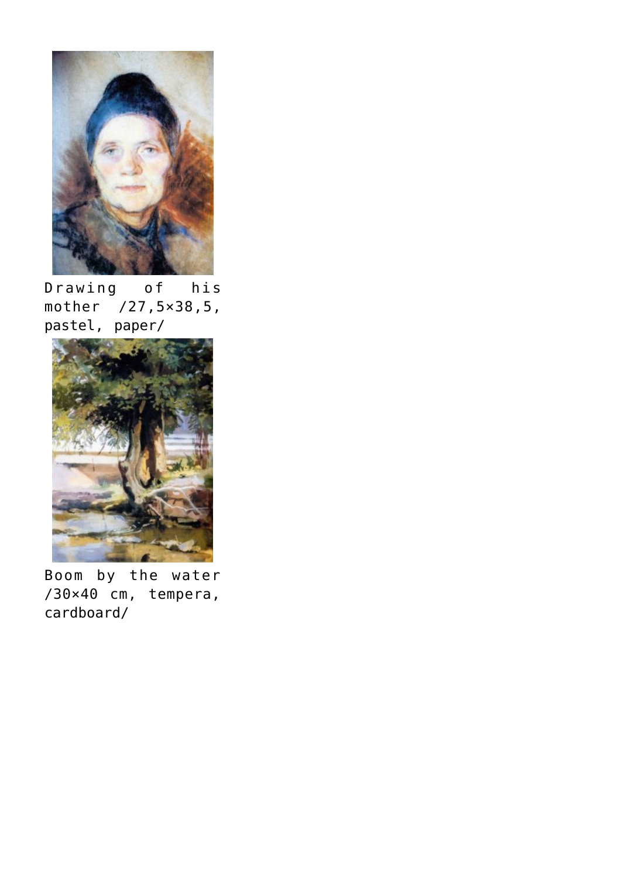Drawing of his mother /27,5×38,5, pastel, paper/

Boom by the water /30×40 cm, tempera, cardboard/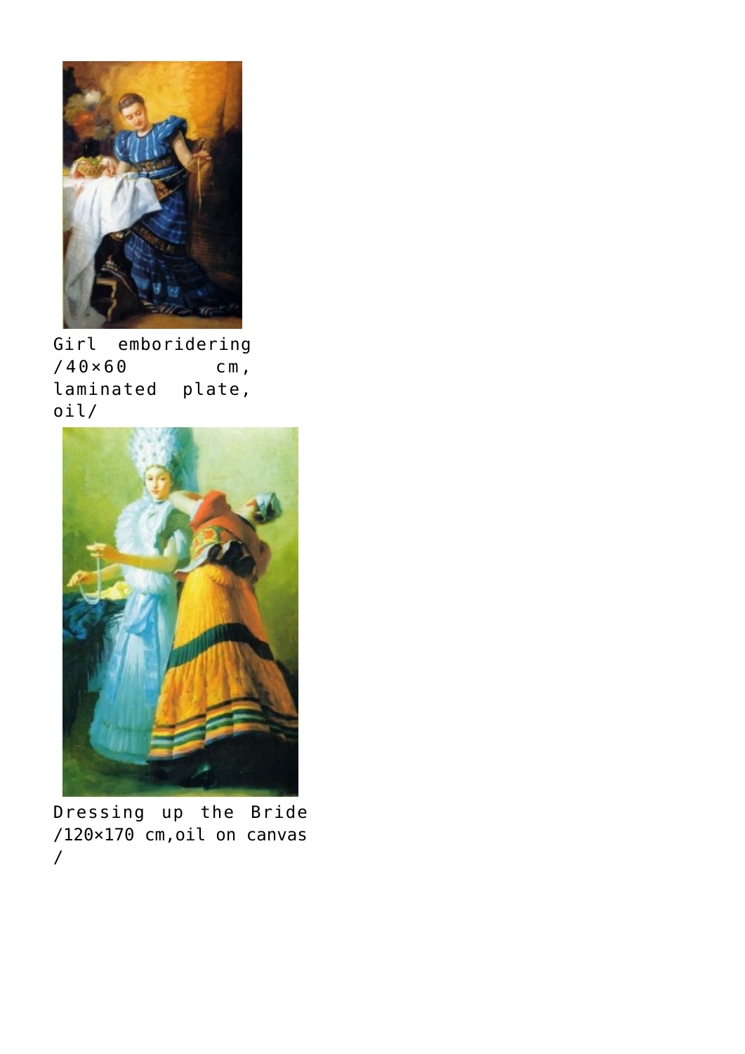Girl emboridering /40×60 cm, laminated plate, oil/

Dressing up the Bride /120×170 cm,oil on canvas /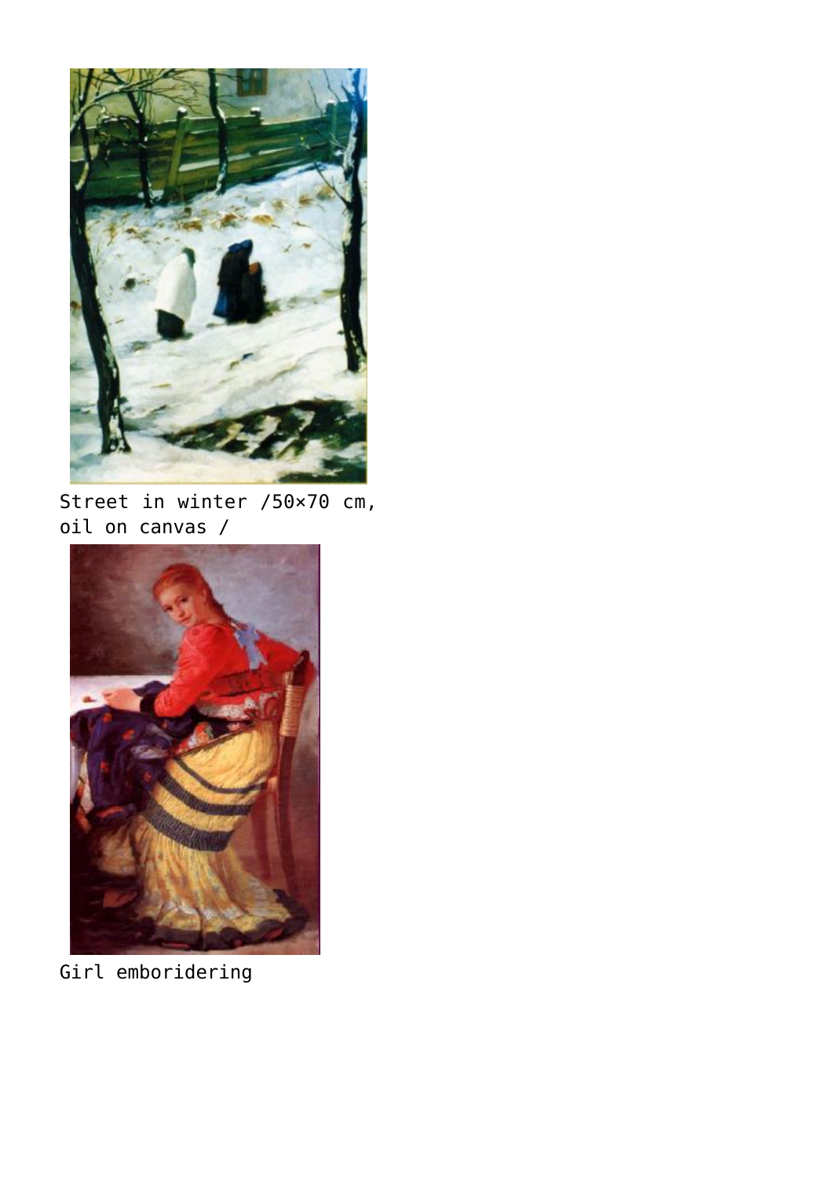Street in winter /50×70 cm, oil on canvas /

Girl emboridering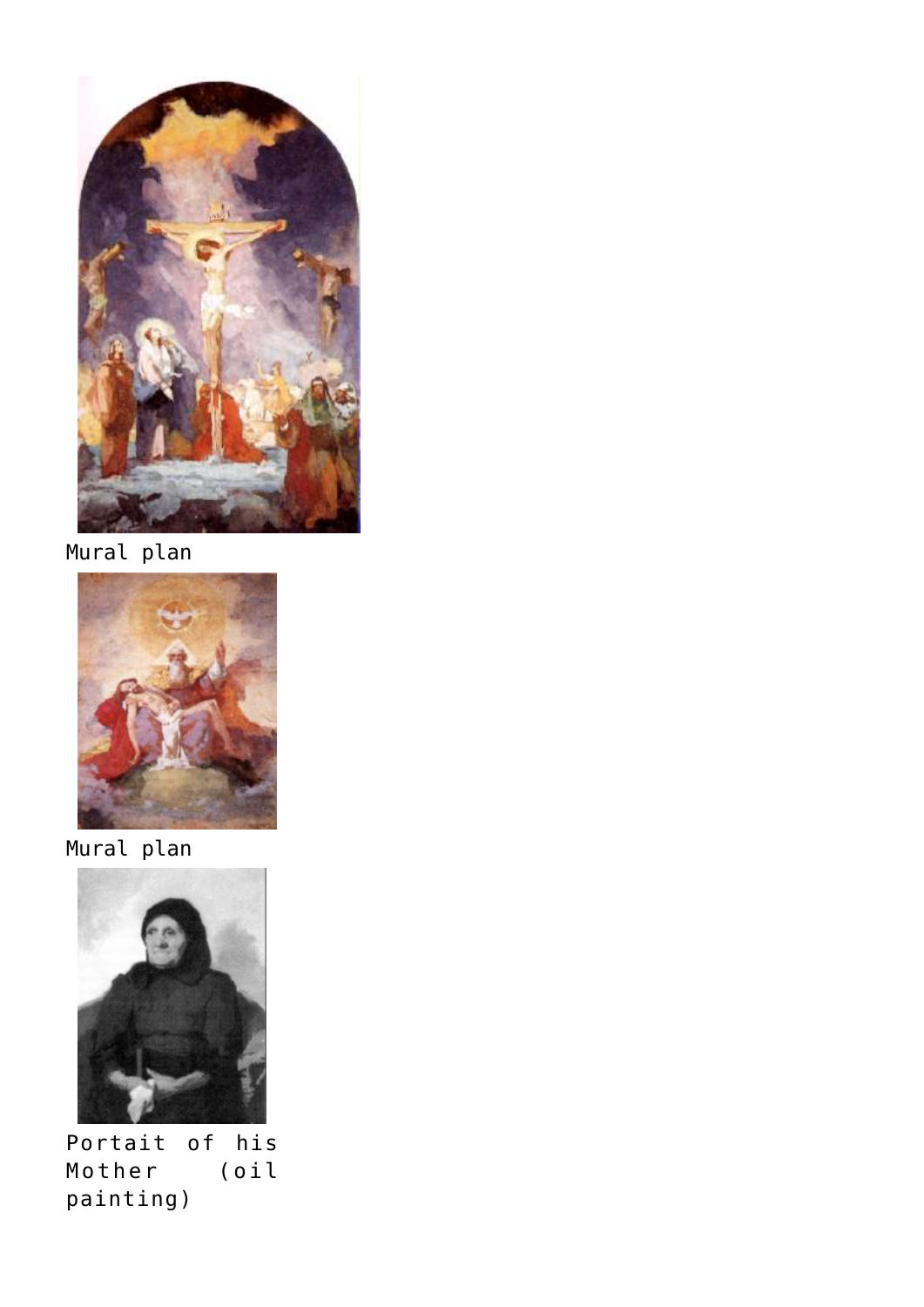Mural plan

Mural plan

Portait of his Mother (oil painting)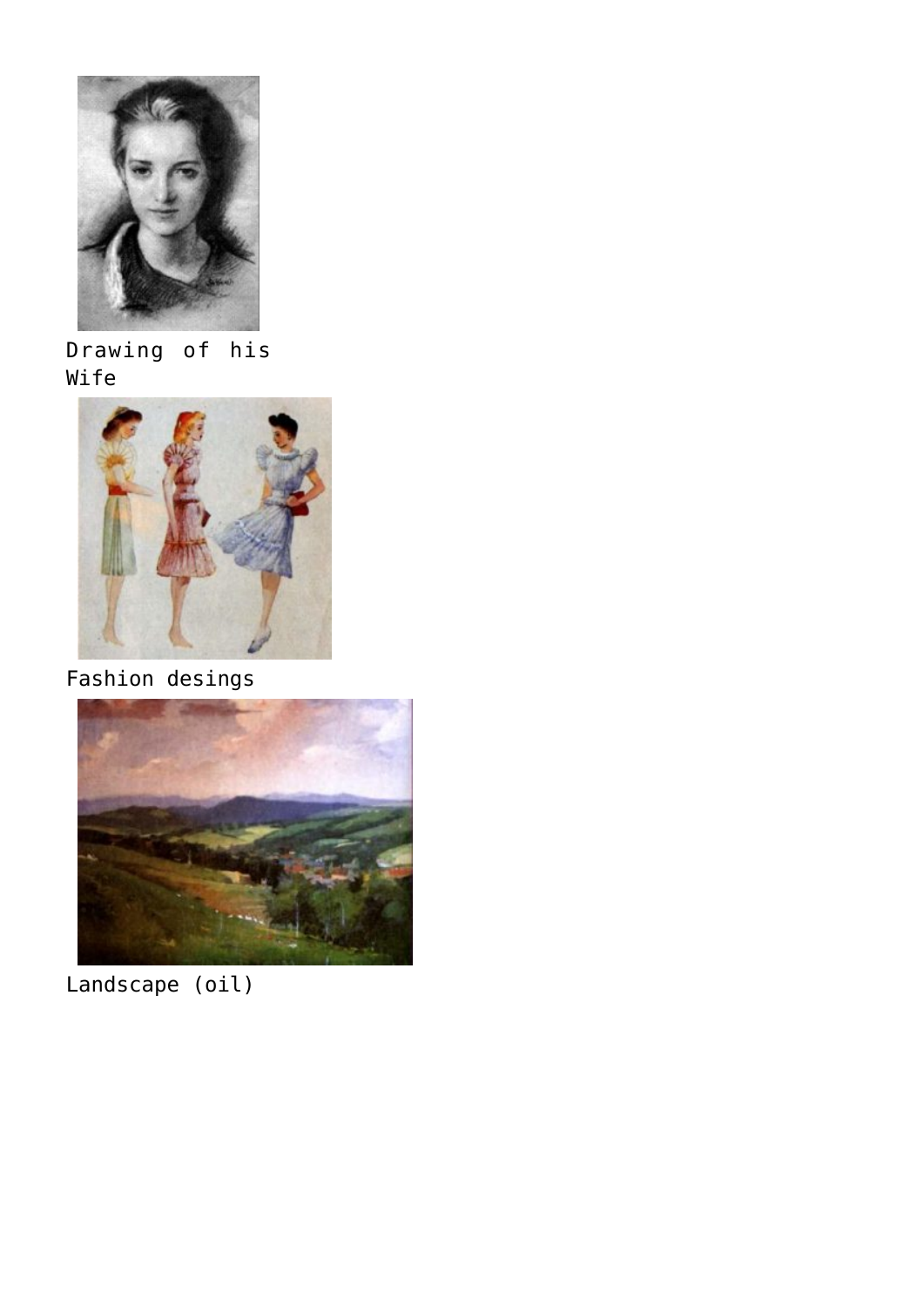Drawing of his Wife

Fashion desings

Landscape (oil)